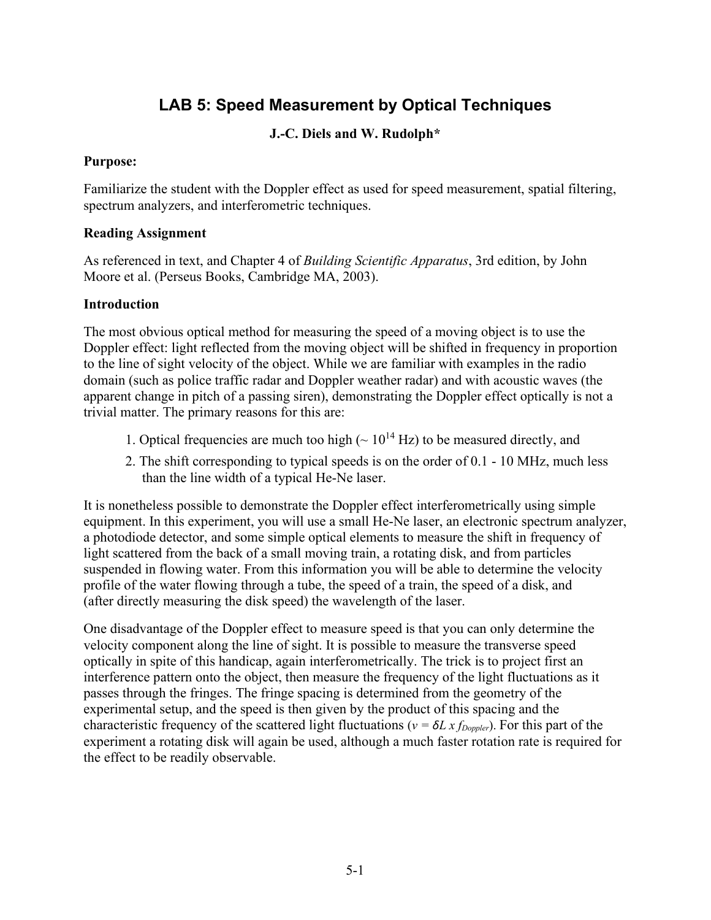# LAB 5: Speed Measurement by Optical Techniques

**J.-C. Diels and W. Rudolph***

**Purpose:**

Familiarize the student with the Doppler effect as used for speed measurement, spatial filtering, spectrum analyzers, and interferometric techniques.

**Reading Assignment**

As referenced in text, and Chapter 4 of *Building Scientific Apparatus*, 3rd edition, by John Moore et al. (Perseus Books, Cambridge MA, 2003).

**Introduction**

The most obvious optical method for measuring the speed of a moving object is to use the Doppler effect: light reflected from the moving object will be shifted in frequency in proportion to the line of sight velocity of the object. While we are familiar with examples in the radio domain (such as police traffic radar and Doppler weather radar) and with acoustic waves (the apparent change in pitch of a passing siren), demonstrating the Doppler effect optically is not a trivial matter. The primary reasons for this are:

1. Optical frequencies are much too high ($\sim 10^{14}$ Hz) to be measured directly, and
2. The shift corresponding to typical speeds is on the order of 0.1 - 10 MHz, much less than the line width of a typical He-Ne laser.

It is nonetheless possible to demonstrate the Doppler effect interferometrically using simple equipment. In this experiment, you will use a small He-Ne laser, an electronic spectrum analyzer, a photodiode detector, and some simple optical elements to measure the shift in frequency of light scattered from the back of a small moving train, a rotating disk, and from particles suspended in flowing water. From this information you will be able to determine the velocity profile of the water flowing through a tube, the speed of a train, the speed of a disk, and (after directly measuring the disk speed) the wavelength of the laser.

One disadvantage of the Doppler effect to measure speed is that you can only determine the velocity component along the line of sight. It is possible to measure the transverse speed optically in spite of this handicap, again interferometrically. The trick is to project first an interference pattern onto the object, then measure the frequency of the light fluctuations as it passes through the fringes. The fringe spacing is determined from the geometry of the experimental setup, and the speed is then given by the product of this spacing and the characteristic frequency of the scattered light fluctuations ($v = \delta L \times f_{Doppler}$). For this part of the experiment a rotating disk will again be used, although a much faster rotation rate is required for the effect to be readily observable.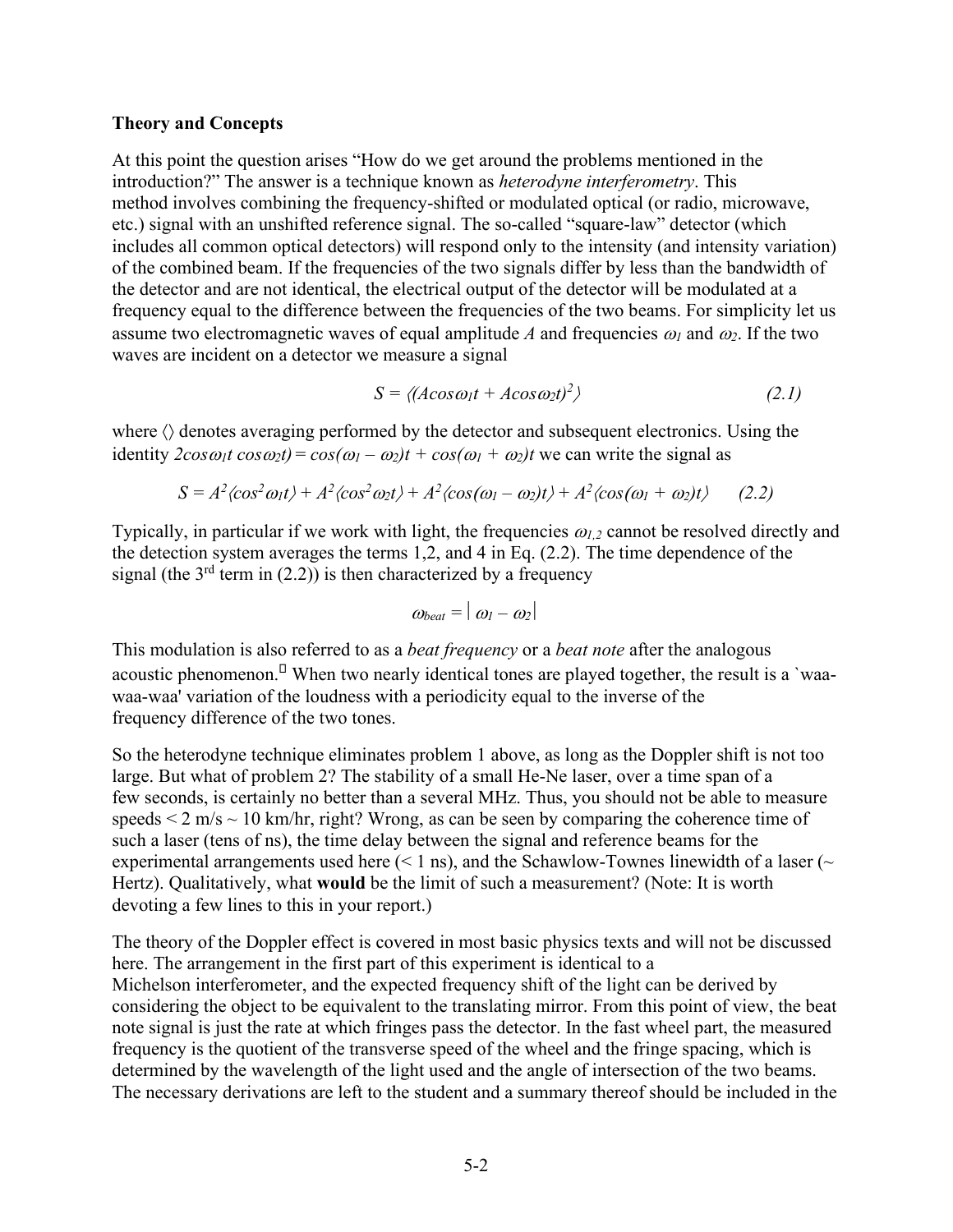**Theory and Concepts**

At this point the question arises "How do we get around the problems mentioned in the introduction?" The answer is a technique known as *heterodyne interferometry*. This method involves combining the frequency-shifted or modulated optical (or radio, microwave, etc.) signal with an unshifted reference signal. The so-called "square-law" detector (which includes all common optical detectors) will respond only to the intensity (and intensity variation) of the combined beam. If the frequencies of the two signals differ by less than the bandwidth of the detector and are not identical, the electrical output of the detector will be modulated at a frequency equal to the difference between the frequencies of the two beams. For simplicity let us assume two electromagnetic waves of equal amplitude $A$ and frequencies $\omega_1$ and $\omega_2$. If the two waves are incident on a detector we measure a signal

$$S = \langle (A\cos\omega_1 t + A\cos\omega_2 t)^2 \rangle \qquad (2.1)$$

where $\langle\rangle$ denotes averaging performed by the detector and subsequent electronics. Using the identity $2\cos\omega_1 t \cos\omega_2 t) = \cos(\omega_1 - \omega_2)t + \cos(\omega_1 + \omega_2)t$ we can write the signal as

$$S = A^2\langle\cos^2\omega_1 t\rangle + A^2\langle\cos^2\omega_2 t\rangle + A^2\langle\cos(\omega_1 - \omega_2)t\rangle + A^2\langle\cos(\omega_1 + \omega_2)t\rangle \qquad (2.2)$$

Typically, in particular if we work with light, the frequencies $\omega_{1,2}$ cannot be resolved directly and the detection system averages the terms 1,2, and 4 in Eq. (2.2). The time dependence of the signal (the 3rd term in (2.2)) is then characterized by a frequency

$$\omega_{beat} = |\,\omega_1 - \omega_2|$$

This modulation is also referred to as a *beat frequency* or a *beat note* after the analogous acoustic phenomenon. When two nearly identical tones are played together, the result is a `waa-waa-waa' variation of the loudness with a periodicity equal to the inverse of the frequency difference of the two tones.

So the heterodyne technique eliminates problem 1 above, as long as the Doppler shift is not too large. But what of problem 2? The stability of a small He-Ne laser, over a time span of a few seconds, is certainly no better than a several MHz. Thus, you should not be able to measure speeds < 2 m/s ~ 10 km/hr, right? Wrong, as can be seen by comparing the coherence time of such a laser (tens of ns), the time delay between the signal and reference beams for the experimental arrangements used here (< 1 ns), and the Schawlow-Townes linewidth of a laser (~ Hertz). Qualitatively, what **would** be the limit of such a measurement? (Note: It is worth devoting a few lines to this in your report.)

The theory of the Doppler effect is covered in most basic physics texts and will not be discussed here. The arrangement in the first part of this experiment is identical to a Michelson interferometer, and the expected frequency shift of the light can be derived by considering the object to be equivalent to the translating mirror. From this point of view, the beat note signal is just the rate at which fringes pass the detector. In the fast wheel part, the measured frequency is the quotient of the transverse speed of the wheel and the fringe spacing, which is determined by the wavelength of the light used and the angle of intersection of the two beams. The necessary derivations are left to the student and a summary thereof should be included in the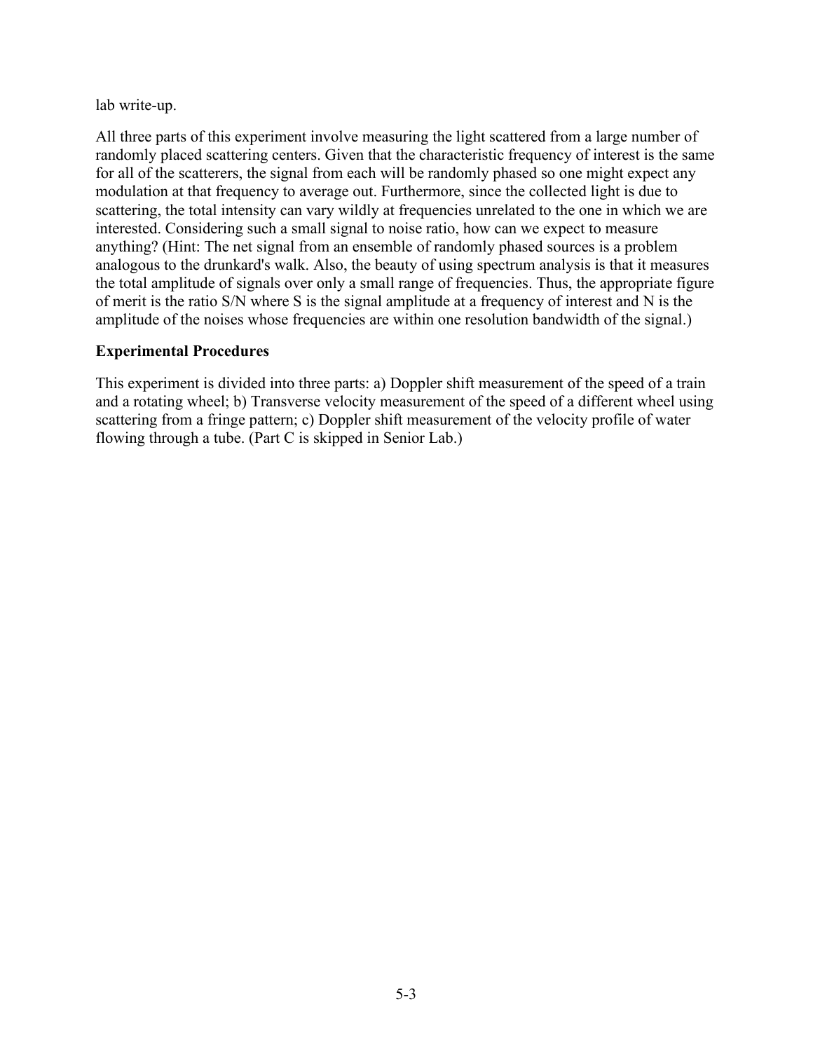lab write-up.

All three parts of this experiment involve measuring the light scattered from a large number of randomly placed scattering centers. Given that the characteristic frequency of interest is the same for all of the scatterers, the signal from each will be randomly phased so one might expect any modulation at that frequency to average out. Furthermore, since the collected light is due to scattering, the total intensity can vary wildly at frequencies unrelated to the one in which we are interested. Considering such a small signal to noise ratio, how can we expect to measure anything? (Hint: The net signal from an ensemble of randomly phased sources is a problem analogous to the drunkard's walk. Also, the beauty of using spectrum analysis is that it measures the total amplitude of signals over only a small range of frequencies. Thus, the appropriate figure of merit is the ratio S/N where S is the signal amplitude at a frequency of interest and N is the amplitude of the noises whose frequencies are within one resolution bandwidth of the signal.)

**Experimental Procedures**

This experiment is divided into three parts: a) Doppler shift measurement of the speed of a train and a rotating wheel; b) Transverse velocity measurement of the speed of a different wheel using scattering from a fringe pattern; c) Doppler shift measurement of the velocity profile of water flowing through a tube. (Part C is skipped in Senior Lab.)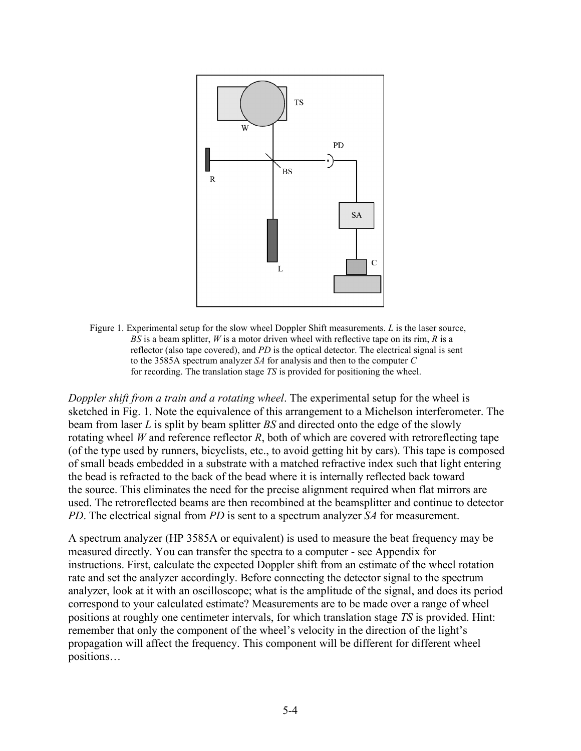Figure 1. Experimental setup for the slow wheel Doppler Shift measurements. *L* is the laser source, *BS* is a beam splitter, *W* is a motor driven wheel with reflective tape on its rim, *R* is a reflector (also tape covered), and *PD* is the optical detector. The electrical signal is sent to the 3585A spectrum analyzer *SA* for analysis and then to the computer *C* for recording. The translation stage *TS* is provided for positioning the wheel.

*Doppler shift from a train and a rotating wheel*. The experimental setup for the wheel is sketched in Fig. 1. Note the equivalence of this arrangement to a Michelson interferometer. The beam from laser *L* is split by beam splitter *BS* and directed onto the edge of the slowly rotating wheel *W* and reference reflector *R*, both of which are covered with retroreflecting tape (of the type used by runners, bicyclists, etc., to avoid getting hit by cars). This tape is composed of small beads embedded in a substrate with a matched refractive index such that light entering the bead is refracted to the back of the bead where it is internally reflected back toward the source. This eliminates the need for the precise alignment required when flat mirrors are used. The retroreflected beams are then recombined at the beamsplitter and continue to detector *PD*. The electrical signal from *PD* is sent to a spectrum analyzer *SA* for measurement.

A spectrum analyzer (HP 3585A or equivalent) is used to measure the beat frequency may be measured directly. You can transfer the spectra to a computer - see Appendix for instructions. First, calculate the expected Doppler shift from an estimate of the wheel rotation rate and set the analyzer accordingly. Before connecting the detector signal to the spectrum analyzer, look at it with an oscilloscope; what is the amplitude of the signal, and does its period correspond to your calculated estimate? Measurements are to be made over a range of wheel positions at roughly one centimeter intervals, for which translation stage *TS* is provided. Hint: remember that only the component of the wheel's velocity in the direction of the light's propagation will affect the frequency. This component will be different for different wheel positions…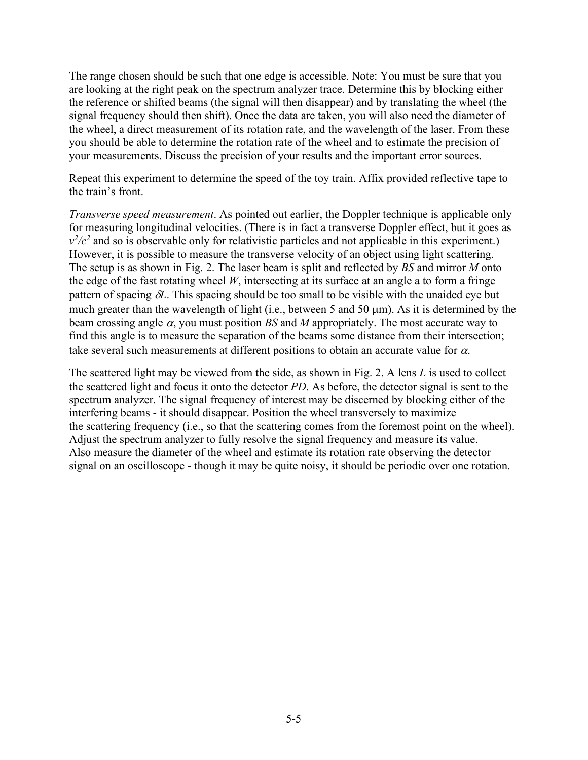The range chosen should be such that one edge is accessible. Note: You must be sure that you are looking at the right peak on the spectrum analyzer trace. Determine this by blocking either the reference or shifted beams (the signal will then disappear) and by translating the wheel (the signal frequency should then shift). Once the data are taken, you will also need the diameter of the wheel, a direct measurement of its rotation rate, and the wavelength of the laser. From these you should be able to determine the rotation rate of the wheel and to estimate the precision of your measurements. Discuss the precision of your results and the important error sources.

Repeat this experiment to determine the speed of the toy train. Affix provided reflective tape to the train's front.

*Transverse speed measurement*. As pointed out earlier, the Doppler technique is applicable only for measuring longitudinal velocities. (There is in fact a transverse Doppler effect, but it goes as $v^2/c^2$ and so is observable only for relativistic particles and not applicable in this experiment.) However, it is possible to measure the transverse velocity of an object using light scattering. The setup is as shown in Fig. 2. The laser beam is split and reflected by *BS* and mirror *M* onto the edge of the fast rotating wheel *W*, intersecting at its surface at an angle a to form a fringe pattern of spacing $\delta L$. This spacing should be too small to be visible with the unaided eye but much greater than the wavelength of light (i.e., between 5 and 50 $\mu$m). As it is determined by the beam crossing angle $\alpha$, you must position *BS* and *M* appropriately. The most accurate way to find this angle is to measure the separation of the beams some distance from their intersection; take several such measurements at different positions to obtain an accurate value for $\alpha$.

The scattered light may be viewed from the side, as shown in Fig. 2. A lens *L* is used to collect the scattered light and focus it onto the detector *PD*. As before, the detector signal is sent to the spectrum analyzer. The signal frequency of interest may be discerned by blocking either of the interfering beams - it should disappear. Position the wheel transversely to maximize the scattering frequency (i.e., so that the scattering comes from the foremost point on the wheel). Adjust the spectrum analyzer to fully resolve the signal frequency and measure its value. Also measure the diameter of the wheel and estimate its rotation rate observing the detector signal on an oscilloscope - though it may be quite noisy, it should be periodic over one rotation.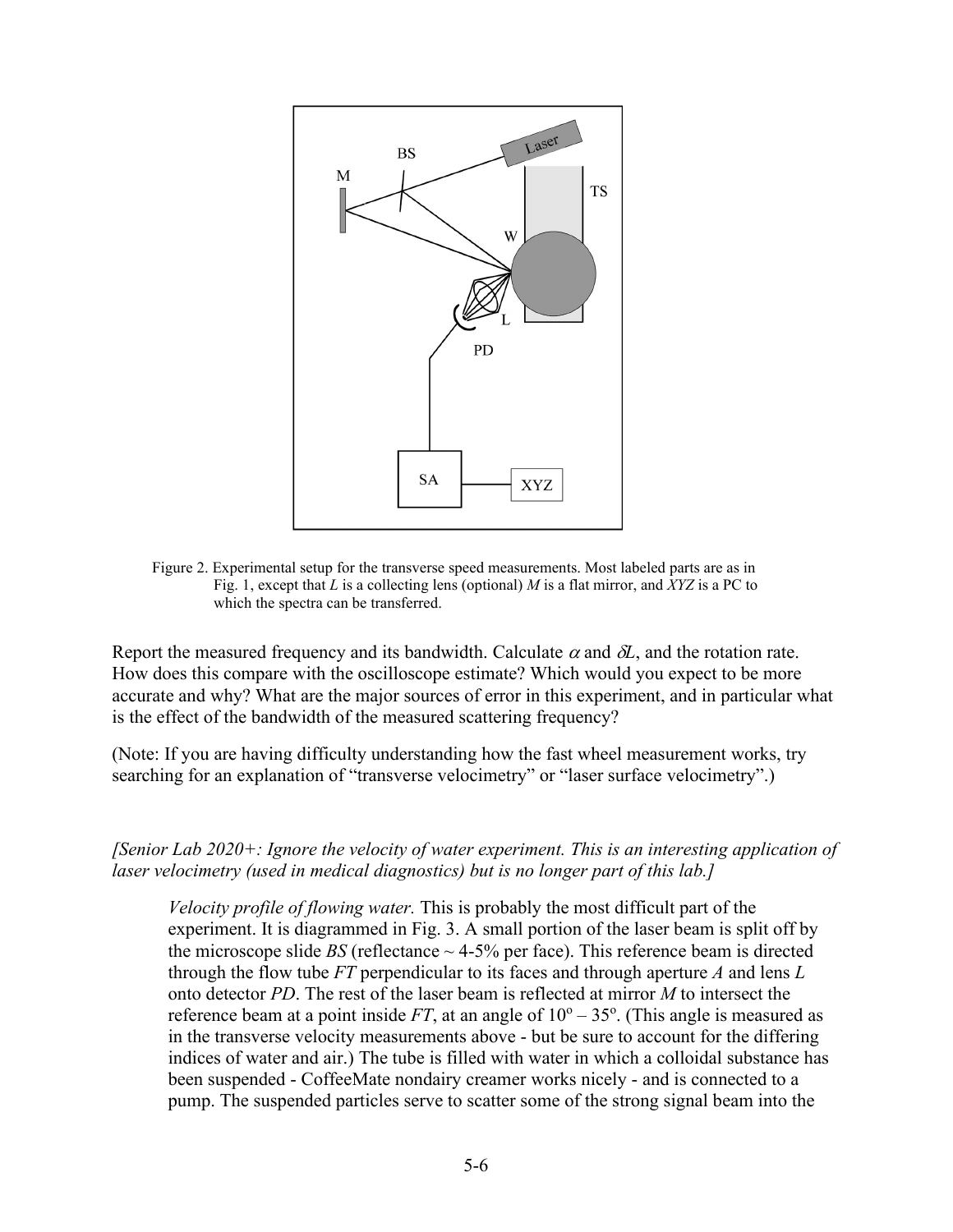Figure 2. Experimental setup for the transverse speed measurements. Most labeled parts are as in Fig. 1, except that *L* is a collecting lens (optional) *M* is a flat mirror, and *XYZ* is a PC to which the spectra can be transferred.

Report the measured frequency and its bandwidth. Calculate $\alpha$ and $\delta L$, and the rotation rate. How does this compare with the oscilloscope estimate? Which would you expect to be more accurate and why? What are the major sources of error in this experiment, and in particular what is the effect of the bandwidth of the measured scattering frequency?

(Note: If you are having difficulty understanding how the fast wheel measurement works, try searching for an explanation of "transverse velocimetry" or "laser surface velocimetry".)

*[Senior Lab 2020+: Ignore the velocity of water experiment. This is an interesting application of laser velocimetry (used in medical diagnostics) but is no longer part of this lab.]*

> *Velocity profile of flowing water.* This is probably the most difficult part of the experiment. It is diagrammed in Fig. 3. A small portion of the laser beam is split off by the microscope slide *BS* (reflectance ~ 4-5% per face). This reference beam is directed through the flow tube *FT* perpendicular to its faces and through aperture *A* and lens *L* onto detector *PD*. The rest of the laser beam is reflected at mirror *M* to intersect the reference beam at a point inside *FT*, at an angle of $10^{o} - 35^{o}$. (This angle is measured as in the transverse velocity measurements above - but be sure to account for the differing indices of water and air.) The tube is filled with water in which a colloidal substance has been suspended - CoffeeMate nondairy creamer works nicely - and is connected to a pump. The suspended particles serve to scatter some of the strong signal beam into the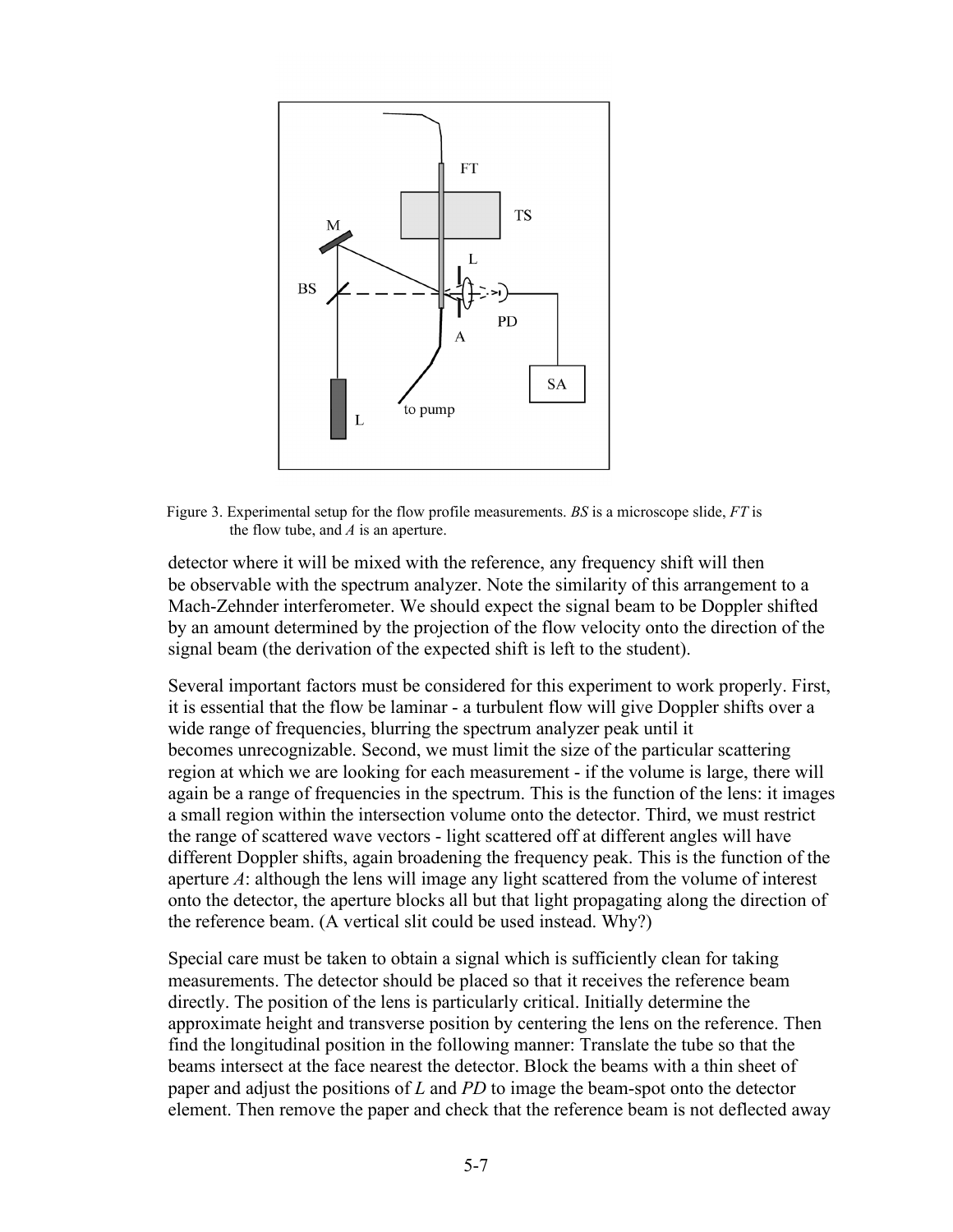Figure 3. Experimental setup for the flow profile measurements. *BS* is a microscope slide, *FT* is the flow tube, and *A* is an aperture.

detector where it will be mixed with the reference, any frequency shift will then be observable with the spectrum analyzer. Note the similarity of this arrangement to a Mach-Zehnder interferometer. We should expect the signal beam to be Doppler shifted by an amount determined by the projection of the flow velocity onto the direction of the signal beam (the derivation of the expected shift is left to the student).

Several important factors must be considered for this experiment to work properly. First, it is essential that the flow be laminar - a turbulent flow will give Doppler shifts over a wide range of frequencies, blurring the spectrum analyzer peak until it becomes unrecognizable. Second, we must limit the size of the particular scattering region at which we are looking for each measurement - if the volume is large, there will again be a range of frequencies in the spectrum. This is the function of the lens: it images a small region within the intersection volume onto the detector. Third, we must restrict the range of scattered wave vectors - light scattered off at different angles will have different Doppler shifts, again broadening the frequency peak. This is the function of the aperture *A*: although the lens will image any light scattered from the volume of interest onto the detector, the aperture blocks all but that light propagating along the direction of the reference beam. (A vertical slit could be used instead. Why?)

Special care must be taken to obtain a signal which is sufficiently clean for taking measurements. The detector should be placed so that it receives the reference beam directly. The position of the lens is particularly critical. Initially determine the approximate height and transverse position by centering the lens on the reference. Then find the longitudinal position in the following manner: Translate the tube so that the beams intersect at the face nearest the detector. Block the beams with a thin sheet of paper and adjust the positions of *L* and *PD* to image the beam-spot onto the detector element. Then remove the paper and check that the reference beam is not deflected away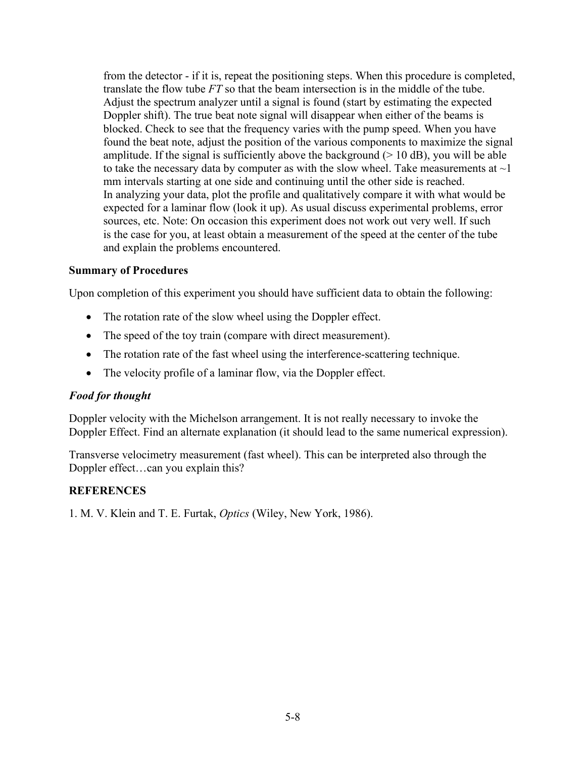from the detector - if it is, repeat the positioning steps. When this procedure is completed, translate the flow tube *FT* so that the beam intersection is in the middle of the tube. Adjust the spectrum analyzer until a signal is found (start by estimating the expected Doppler shift). The true beat note signal will disappear when either of the beams is blocked. Check to see that the frequency varies with the pump speed. When you have found the beat note, adjust the position of the various components to maximize the signal amplitude. If the signal is sufficiently above the background (> 10 dB), you will be able to take the necessary data by computer as with the slow wheel. Take measurements at ~1 mm intervals starting at one side and continuing until the other side is reached.
In analyzing your data, plot the profile and qualitatively compare it with what would be expected for a laminar flow (look it up). As usual discuss experimental problems, error sources, etc. Note: On occasion this experiment does not work out very well. If such is the case for you, at least obtain a measurement of the speed at the center of the tube and explain the problems encountered.

### Summary of Procedures

Upon completion of this experiment you should have sufficient data to obtain the following:

- The rotation rate of the slow wheel using the Doppler effect.
- The speed of the toy train (compare with direct measurement).
- The rotation rate of the fast wheel using the interference-scattering technique.
- The velocity profile of a laminar flow, via the Doppler effect.

### *Food for thought*

Doppler velocity with the Michelson arrangement. It is not really necessary to invoke the Doppler Effect. Find an alternate explanation (it should lead to the same numerical expression).

Transverse velocimetry measurement (fast wheel). This can be interpreted also through the Doppler effect…can you explain this?

### REFERENCES

1. M. V. Klein and T. E. Furtak, *Optics* (Wiley, New York, 1986).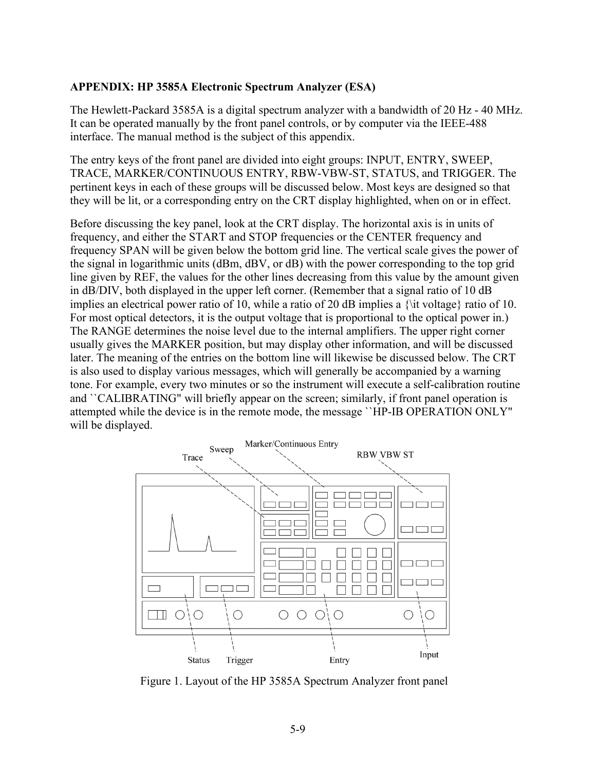**APPENDIX: HP 3585A Electronic Spectrum Analyzer (ESA)**

The Hewlett-Packard 3585A is a digital spectrum analyzer with a bandwidth of 20 Hz - 40 MHz. It can be operated manually by the front panel controls, or by computer via the IEEE-488 interface. The manual method is the subject of this appendix.

The entry keys of the front panel are divided into eight groups: INPUT, ENTRY, SWEEP, TRACE, MARKER/CONTINUOUS ENTRY, RBW-VBW-ST, STATUS, and TRIGGER. The pertinent keys in each of these groups will be discussed below. Most keys are designed so that they will be lit, or a corresponding entry on the CRT display highlighted, when on or in effect.

Before discussing the key panel, look at the CRT display. The horizontal axis is in units of frequency, and either the START and STOP frequencies or the CENTER frequency and frequency SPAN will be given below the bottom grid line. The vertical scale gives the power of the signal in logarithmic units (dBm, dBV, or dB) with the power corresponding to the top grid line given by REF, the values for the other lines decreasing from this value by the amount given in dB/DIV, both displayed in the upper left corner. (Remember that a signal ratio of 10 dB implies an electrical power ratio of 10, while a ratio of 20 dB implies a {\it voltage} ratio of 10. For most optical detectors, it is the output voltage that is proportional to the optical power in.) The RANGE determines the noise level due to the internal amplifiers. The upper right corner usually gives the MARKER position, but may display other information, and will be discussed later. The meaning of the entries on the bottom line will likewise be discussed below. The CRT is also used to display various messages, which will generally be accompanied by a warning tone. For example, every two minutes or so the instrument will execute a self-calibration routine and ``CALIBRATING'' will briefly appear on the screen; similarly, if front panel operation is attempted while the device is in the remote mode, the message ``HP-IB OPERATION ONLY'' will be displayed.

Figure 1. Layout of the HP 3585A Spectrum Analyzer front panel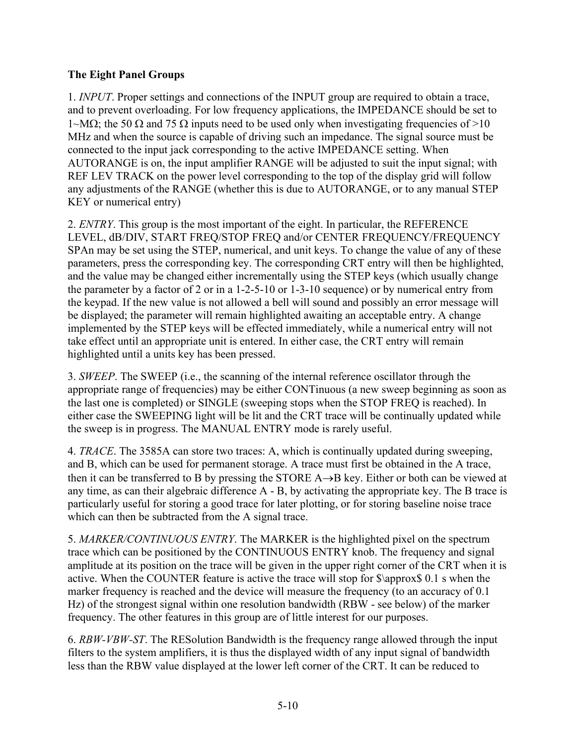**The Eight Panel Groups**

1. *INPUT*. Proper settings and connections of the INPUT group are required to obtain a trace, and to prevent overloading. For low frequency applications, the IMPEDANCE should be set to 1~MΩ; the 50 Ω and 75 Ω inputs need to be used only when investigating frequencies of >10 MHz and when the source is capable of driving such an impedance. The signal source must be connected to the input jack corresponding to the active IMPEDANCE setting. When AUTORANGE is on, the input amplifier RANGE will be adjusted to suit the input signal; with REF LEV TRACK on the power level corresponding to the top of the display grid will follow any adjustments of the RANGE (whether this is due to AUTORANGE, or to any manual STEP KEY or numerical entry)

2. *ENTRY*. This group is the most important of the eight. In particular, the REFERENCE LEVEL, dB/DIV, START FREQ/STOP FREQ and/or CENTER FREQUENCY/FREQUENCY SPAn may be set using the STEP, numerical, and unit keys. To change the value of any of these parameters, press the corresponding key. The corresponding CRT entry will then be highlighted, and the value may be changed either incrementally using the STEP keys (which usually change the parameter by a factor of 2 or in a 1-2-5-10 or 1-3-10 sequence) or by numerical entry from the keypad. If the new value is not allowed a bell will sound and possibly an error message will be displayed; the parameter will remain highlighted awaiting an acceptable entry. A change implemented by the STEP keys will be effected immediately, while a numerical entry will not take effect until an appropriate unit is entered. In either case, the CRT entry will remain highlighted until a units key has been pressed.

3. *SWEEP*. The SWEEP (i.e., the scanning of the internal reference oscillator through the appropriate range of frequencies) may be either CONTinuous (a new sweep beginning as soon as the last one is completed) or SINGLE (sweeping stops when the STOP FREQ is reached). In either case the SWEEPING light will be lit and the CRT trace will be continually updated while the sweep is in progress. The MANUAL ENTRY mode is rarely useful.

4. *TRACE*. The 3585A can store two traces: A, which is continually updated during sweeping, and B, which can be used for permanent storage. A trace must first be obtained in the A trace, then it can be transferred to B by pressing the STORE A→B key. Either or both can be viewed at any time, as can their algebraic difference A - B, by activating the appropriate key. The B trace is particularly useful for storing a good trace for later plotting, or for storing baseline noise trace which can then be subtracted from the A signal trace.

5. *MARKER/CONTINUOUS ENTRY*. The MARKER is the highlighted pixel on the spectrum trace which can be positioned by the CONTINUOUS ENTRY knob. The frequency and signal amplitude at its position on the trace will be given in the upper right corner of the CRT when it is active. When the COUNTER feature is active the trace will stop for $\approx$ 0.1 s when the marker frequency is reached and the device will measure the frequency (to an accuracy of 0.1 Hz) of the strongest signal within one resolution bandwidth (RBW - see below) of the marker frequency. The other features in this group are of little interest for our purposes.

6. *RBW-VBW-ST*. The RESolution Bandwidth is the frequency range allowed through the input filters to the system amplifiers, it is thus the displayed width of any input signal of bandwidth less than the RBW value displayed at the lower left corner of the CRT. It can be reduced to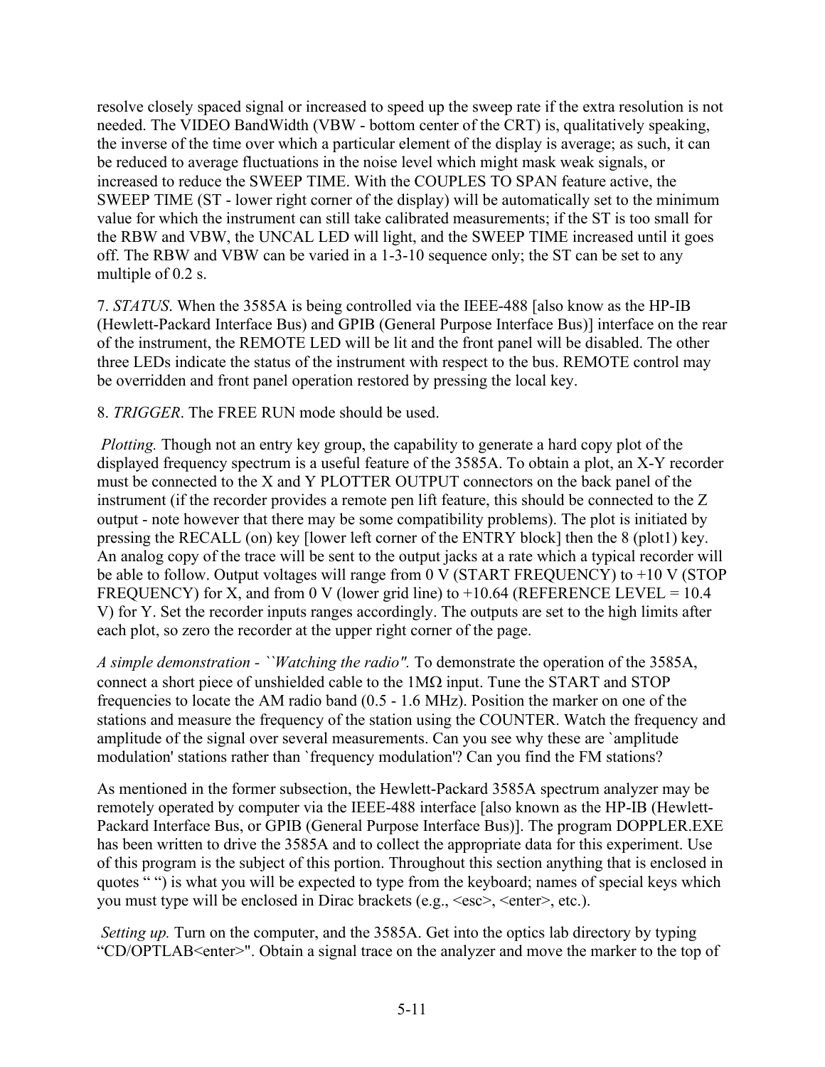resolve closely spaced signal or increased to speed up the sweep rate if the extra resolution is not needed. The VIDEO BandWidth (VBW - bottom center of the CRT) is, qualitatively speaking, the inverse of the time over which a particular element of the display is average; as such, it can be reduced to average fluctuations in the noise level which might mask weak signals, or increased to reduce the SWEEP TIME. With the COUPLES TO SPAN feature active, the SWEEP TIME (ST - lower right corner of the display) will be automatically set to the minimum value for which the instrument can still take calibrated measurements; if the ST is too small for the RBW and VBW, the UNCAL LED will light, and the SWEEP TIME increased until it goes off. The RBW and VBW can be varied in a 1-3-10 sequence only; the ST can be set to any multiple of 0.2 s.

7. *STATUS*. When the 3585A is being controlled via the IEEE-488 [also know as the HP-IB (Hewlett-Packard Interface Bus) and GPIB (General Purpose Interface Bus)] interface on the rear of the instrument, the REMOTE LED will be lit and the front panel will be disabled. The other three LEDs indicate the status of the instrument with respect to the bus. REMOTE control may be overridden and front panel operation restored by pressing the local key.

8. *TRIGGER*. The FREE RUN mode should be used.

*Plotting.* Though not an entry key group, the capability to generate a hard copy plot of the displayed frequency spectrum is a useful feature of the 3585A. To obtain a plot, an X-Y recorder must be connected to the X and Y PLOTTER OUTPUT connectors on the back panel of the instrument (if the recorder provides a remote pen lift feature, this should be connected to the Z output - note however that there may be some compatibility problems). The plot is initiated by pressing the RECALL (on) key [lower left corner of the ENTRY block] then the 8 (plot1) key. An analog copy of the trace will be sent to the output jacks at a rate which a typical recorder will be able to follow. Output voltages will range from 0 V (START FREQUENCY) to +10 V (STOP FREQUENCY) for X, and from 0 V (lower grid line) to +10.64 (REFERENCE LEVEL = 10.4 V) for Y. Set the recorder inputs ranges accordingly. The outputs are set to the high limits after each plot, so zero the recorder at the upper right corner of the page.

*A simple demonstration - ``Watching the radio".* To demonstrate the operation of the 3585A, connect a short piece of unshielded cable to the 1MΩ input. Tune the START and STOP frequencies to locate the AM radio band (0.5 - 1.6 MHz). Position the marker on one of the stations and measure the frequency of the station using the COUNTER. Watch the frequency and amplitude of the signal over several measurements. Can you see why these are `amplitude modulation' stations rather than `frequency modulation'? Can you find the FM stations?

As mentioned in the former subsection, the Hewlett-Packard 3585A spectrum analyzer may be remotely operated by computer via the IEEE-488 interface [also known as the HP-IB (Hewlett-Packard Interface Bus, or GPIB (General Purpose Interface Bus)]. The program DOPPLER.EXE has been written to drive the 3585A and to collect the appropriate data for this experiment. Use of this program is the subject of this portion. Throughout this section anything that is enclosed in quotes " ") is what you will be expected to type from the keyboard; names of special keys which you must type will be enclosed in Dirac brackets (e.g., <esc>, <enter>, etc.).

*Setting up.* Turn on the computer, and the 3585A. Get into the optics lab directory by typing "CD/OPTLAB<enter>". Obtain a signal trace on the analyzer and move the marker to the top of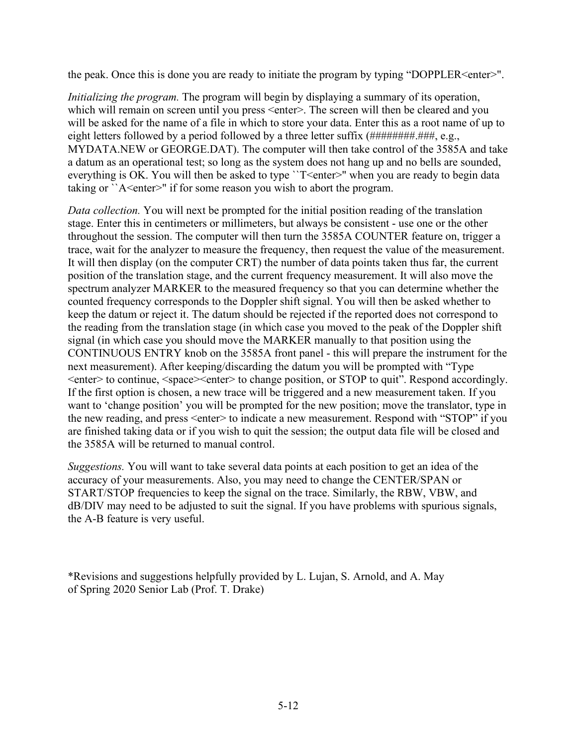the peak. Once this is done you are ready to initiate the program by typing "DOPPLER<enter>".

*Initializing the program.* The program will begin by displaying a summary of its operation, which will remain on screen until you press <enter>. The screen will then be cleared and you will be asked for the name of a file in which to store your data. Enter this as a root name of up to eight letters followed by a period followed by a three letter suffix (########.###, e.g., MYDATA.NEW or GEORGE.DAT). The computer will then take control of the 3585A and take a datum as an operational test; so long as the system does not hang up and no bells are sounded, everything is OK. You will then be asked to type ``T<enter>" when you are ready to begin data taking or ``A<enter>" if for some reason you wish to abort the program.

*Data collection.* You will next be prompted for the initial position reading of the translation stage. Enter this in centimeters or millimeters, but always be consistent - use one or the other throughout the session. The computer will then turn the 3585A COUNTER feature on, trigger a trace, wait for the analyzer to measure the frequency, then request the value of the measurement. It will then display (on the computer CRT) the number of data points taken thus far, the current position of the translation stage, and the current frequency measurement. It will also move the spectrum analyzer MARKER to the measured frequency so that you can determine whether the counted frequency corresponds to the Doppler shift signal. You will then be asked whether to keep the datum or reject it. The datum should be rejected if the reported does not correspond to the reading from the translation stage (in which case you moved to the peak of the Doppler shift signal (in which case you should move the MARKER manually to that position using the CONTINUOUS ENTRY knob on the 3585A front panel - this will prepare the instrument for the next measurement). After keeping/discarding the datum you will be prompted with "Type <enter> to continue, <space><enter> to change position, or STOP to quit". Respond accordingly. If the first option is chosen, a new trace will be triggered and a new measurement taken. If you want to 'change position' you will be prompted for the new position; move the translator, type in the new reading, and press <enter> to indicate a new measurement. Respond with "STOP" if you are finished taking data or if you wish to quit the session; the output data file will be closed and the 3585A will be returned to manual control.

*Suggestions.* You will want to take several data points at each position to get an idea of the accuracy of your measurements. Also, you may need to change the CENTER/SPAN or START/STOP frequencies to keep the signal on the trace. Similarly, the RBW, VBW, and dB/DIV may need to be adjusted to suit the signal. If you have problems with spurious signals, the A-B feature is very useful.

*Revisions and suggestions helpfully provided by L. Lujan, S. Arnold, and A. May of Spring 2020 Senior Lab (Prof. T. Drake)